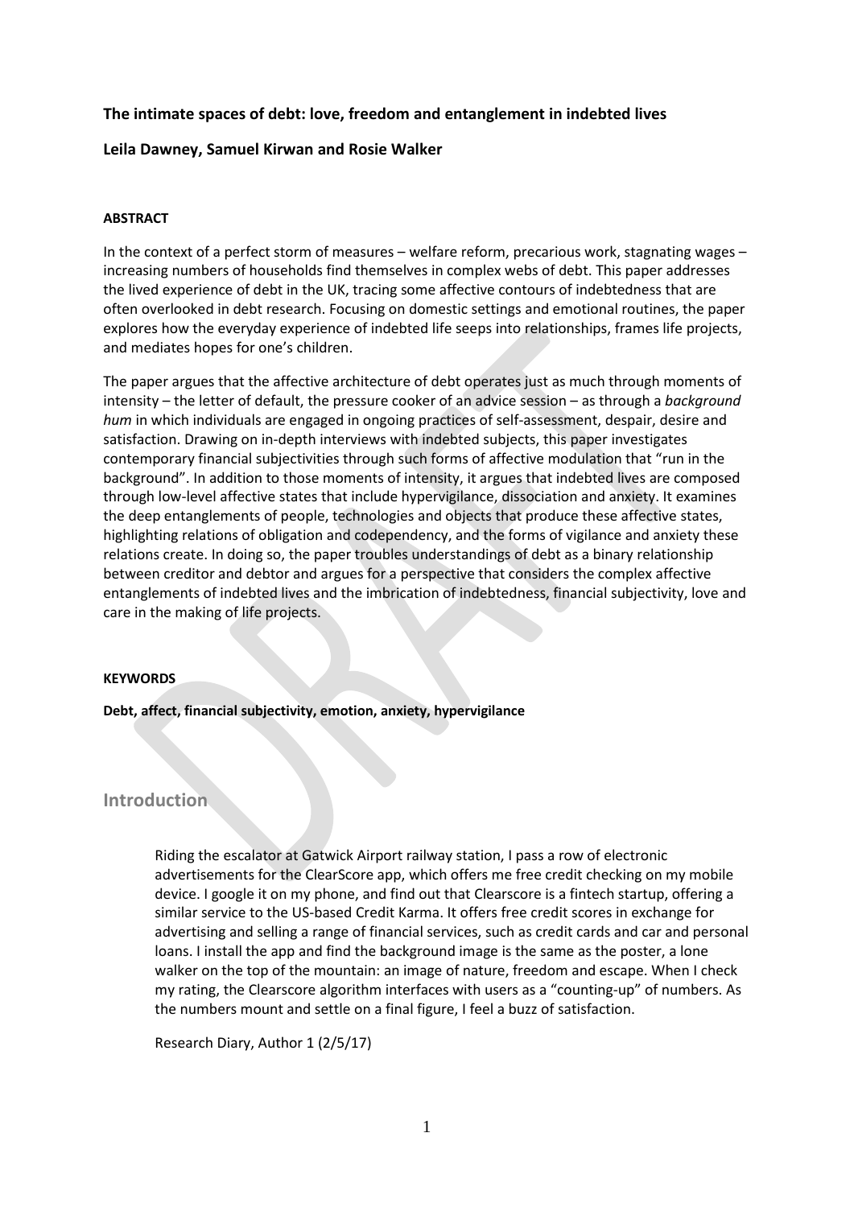**The intimate spaces of debt: love, freedom and entanglement in indebted lives**

**Leila Dawney, Samuel Kirwan and Rosie Walker**

**ABSTRACT**

In the context of a perfect storm of measures – welfare reform, precarious work, stagnating wages – increasing numbers of households find themselves in complex webs of debt. This paper addresses the lived experience of debt in the UK, tracing some affective contours of indebtedness that are often overlooked in debt research. Focusing on domestic settings and emotional routines, the paper explores how the everyday experience of indebted life seeps into relationships, frames life projects, and mediates hopes for one's children.

The paper argues that the affective architecture of debt operates just as much through moments of intensity – the letter of default, the pressure cooker of an advice session – as through a *background hum* in which individuals are engaged in ongoing practices of self-assessment, despair, desire and satisfaction. Drawing on in-depth interviews with indebted subjects, this paper investigates contemporary financial subjectivities through such forms of affective modulation that "run in the background". In addition to those moments of intensity, it argues that indebted lives are composed through low-level affective states that include hypervigilance, dissociation and anxiety. It examines the deep entanglements of people, technologies and objects that produce these affective states, highlighting relations of obligation and codependency, and the forms of vigilance and anxiety these relations create. In doing so, the paper troubles understandings of debt as a binary relationship between creditor and debtor and argues for a perspective that considers the complex affective entanglements of indebted lives and the imbrication of indebtedness, financial subjectivity, love and care in the making of life projects.

**KEYWORDS**

**Debt, affect, financial subjectivity, emotion, anxiety, hypervigilance**

## Introduction

> Riding the escalator at Gatwick Airport railway station, I pass a row of electronic advertisements for the ClearScore app, which offers me free credit checking on my mobile device. I google it on my phone, and find out that Clearscore is a fintech startup, offering a similar service to the US-based Credit Karma. It offers free credit scores in exchange for advertising and selling a range of financial services, such as credit cards and car and personal loans. I install the app and find the background image is the same as the poster, a lone walker on the top of the mountain: an image of nature, freedom and escape. When I check my rating, the Clearscore algorithm interfaces with users as a "counting-up" of numbers. As the numbers mount and settle on a final figure, I feel a buzz of satisfaction.
>
> Research Diary, Author 1 (2/5/17)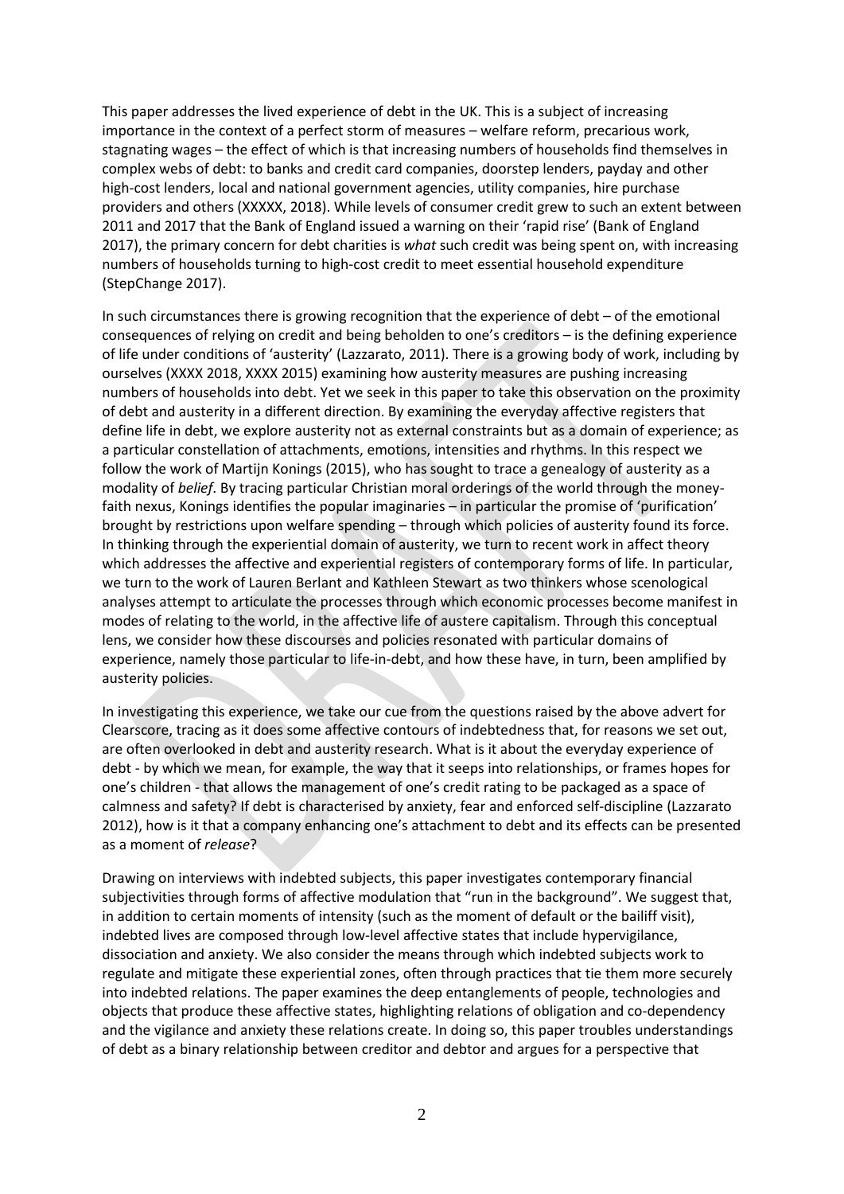This paper addresses the lived experience of debt in the UK. This is a subject of increasing importance in the context of a perfect storm of measures – welfare reform, precarious work, stagnating wages – the effect of which is that increasing numbers of households find themselves in complex webs of debt: to banks and credit card companies, doorstep lenders, payday and other high-cost lenders, local and national government agencies, utility companies, hire purchase providers and others (XXXXX, 2018). While levels of consumer credit grew to such an extent between 2011 and 2017 that the Bank of England issued a warning on their 'rapid rise' (Bank of England 2017), the primary concern for debt charities is *what* such credit was being spent on, with increasing numbers of households turning to high-cost credit to meet essential household expenditure (StepChange 2017).

In such circumstances there is growing recognition that the experience of debt – of the emotional consequences of relying on credit and being beholden to one's creditors – is the defining experience of life under conditions of 'austerity' (Lazzarato, 2011). There is a growing body of work, including by ourselves (XXXX 2018, XXXX 2015) examining how austerity measures are pushing increasing numbers of households into debt. Yet we seek in this paper to take this observation on the proximity of debt and austerity in a different direction. By examining the everyday affective registers that define life in debt, we explore austerity not as external constraints but as a domain of experience; as a particular constellation of attachments, emotions, intensities and rhythms. In this respect we follow the work of Martijn Konings (2015), who has sought to trace a genealogy of austerity as a modality of *belief*. By tracing particular Christian moral orderings of the world through the money-faith nexus, Konings identifies the popular imaginaries – in particular the promise of 'purification' brought by restrictions upon welfare spending – through which policies of austerity found its force. In thinking through the experiential domain of austerity, we turn to recent work in affect theory which addresses the affective and experiential registers of contemporary forms of life. In particular, we turn to the work of Lauren Berlant and Kathleen Stewart as two thinkers whose scenological analyses attempt to articulate the processes through which economic processes become manifest in modes of relating to the world, in the affective life of austere capitalism. Through this conceptual lens, we consider how these discourses and policies resonated with particular domains of experience, namely those particular to life-in-debt, and how these have, in turn, been amplified by austerity policies.

In investigating this experience, we take our cue from the questions raised by the above advert for Clearscore, tracing as it does some affective contours of indebtedness that, for reasons we set out, are often overlooked in debt and austerity research. What is it about the everyday experience of debt - by which we mean, for example, the way that it seeps into relationships, or frames hopes for one's children - that allows the management of one's credit rating to be packaged as a space of calmness and safety? If debt is characterised by anxiety, fear and enforced self-discipline (Lazzarato 2012), how is it that a company enhancing one's attachment to debt and its effects can be presented as a moment of *release*?

Drawing on interviews with indebted subjects, this paper investigates contemporary financial subjectivities through forms of affective modulation that "run in the background". We suggest that, in addition to certain moments of intensity (such as the moment of default or the bailiff visit), indebted lives are composed through low-level affective states that include hypervigilance, dissociation and anxiety. We also consider the means through which indebted subjects work to regulate and mitigate these experiential zones, often through practices that tie them more securely into indebted relations. The paper examines the deep entanglements of people, technologies and objects that produce these affective states, highlighting relations of obligation and co-dependency and the vigilance and anxiety these relations create. In doing so, this paper troubles understandings of debt as a binary relationship between creditor and debtor and argues for a perspective that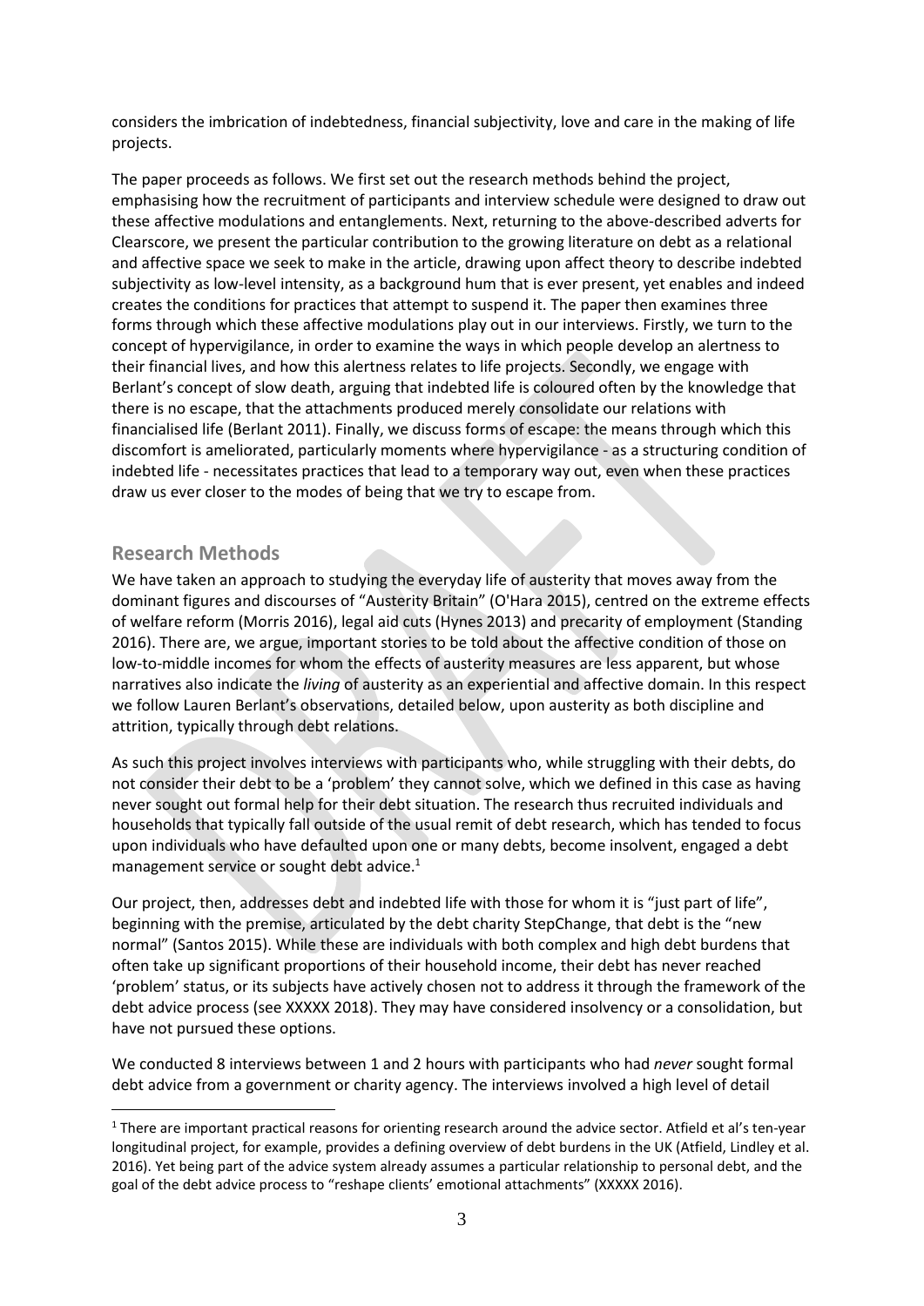considers the imbrication of indebtedness, financial subjectivity, love and care in the making of life projects.

The paper proceeds as follows. We first set out the research methods behind the project, emphasising how the recruitment of participants and interview schedule were designed to draw out these affective modulations and entanglements. Next, returning to the above-described adverts for Clearscore, we present the particular contribution to the growing literature on debt as a relational and affective space we seek to make in the article, drawing upon affect theory to describe indebted subjectivity as low-level intensity, as a background hum that is ever present, yet enables and indeed creates the conditions for practices that attempt to suspend it. The paper then examines three forms through which these affective modulations play out in our interviews. Firstly, we turn to the concept of hypervigilance, in order to examine the ways in which people develop an alertness to their financial lives, and how this alertness relates to life projects. Secondly, we engage with Berlant's concept of slow death, arguing that indebted life is coloured often by the knowledge that there is no escape, that the attachments produced merely consolidate our relations with financialised life (Berlant 2011). Finally, we discuss forms of escape: the means through which this discomfort is ameliorated, particularly moments where hypervigilance - as a structuring condition of indebted life - necessitates practices that lead to a temporary way out, even when these practices draw us ever closer to the modes of being that we try to escape from.

## Research Methods

We have taken an approach to studying the everyday life of austerity that moves away from the dominant figures and discourses of "Austerity Britain" (O'Hara 2015), centred on the extreme effects of welfare reform (Morris 2016), legal aid cuts (Hynes 2013) and precarity of employment (Standing 2016). There are, we argue, important stories to be told about the affective condition of those on low-to-middle incomes for whom the effects of austerity measures are less apparent, but whose narratives also indicate the *living* of austerity as an experiential and affective domain. In this respect we follow Lauren Berlant's observations, detailed below, upon austerity as both discipline and attrition, typically through debt relations.

As such this project involves interviews with participants who, while struggling with their debts, do not consider their debt to be a 'problem' they cannot solve, which we defined in this case as having never sought out formal help for their debt situation. The research thus recruited individuals and households that typically fall outside of the usual remit of debt research, which has tended to focus upon individuals who have defaulted upon one or many debts, become insolvent, engaged a debt management service or sought debt advice.[1]

Our project, then, addresses debt and indebted life with those for whom it is "just part of life", beginning with the premise, articulated by the debt charity StepChange, that debt is the "new normal" (Santos 2015). While these are individuals with both complex and high debt burdens that often take up significant proportions of their household income, their debt has never reached 'problem' status, or its subjects have actively chosen not to address it through the framework of the debt advice process (see XXXXX 2018). They may have considered insolvency or a consolidation, but have not pursued these options.

We conducted 8 interviews between 1 and 2 hours with participants who had *never* sought formal debt advice from a government or charity agency. The interviews involved a high level of detail

[1] There are important practical reasons for orienting research around the advice sector. Atfield et al's ten-year longitudinal project, for example, provides a defining overview of debt burdens in the UK (Atfield, Lindley et al. 2016). Yet being part of the advice system already assumes a particular relationship to personal debt, and the goal of the debt advice process to "reshape clients' emotional attachments" (XXXXX 2016).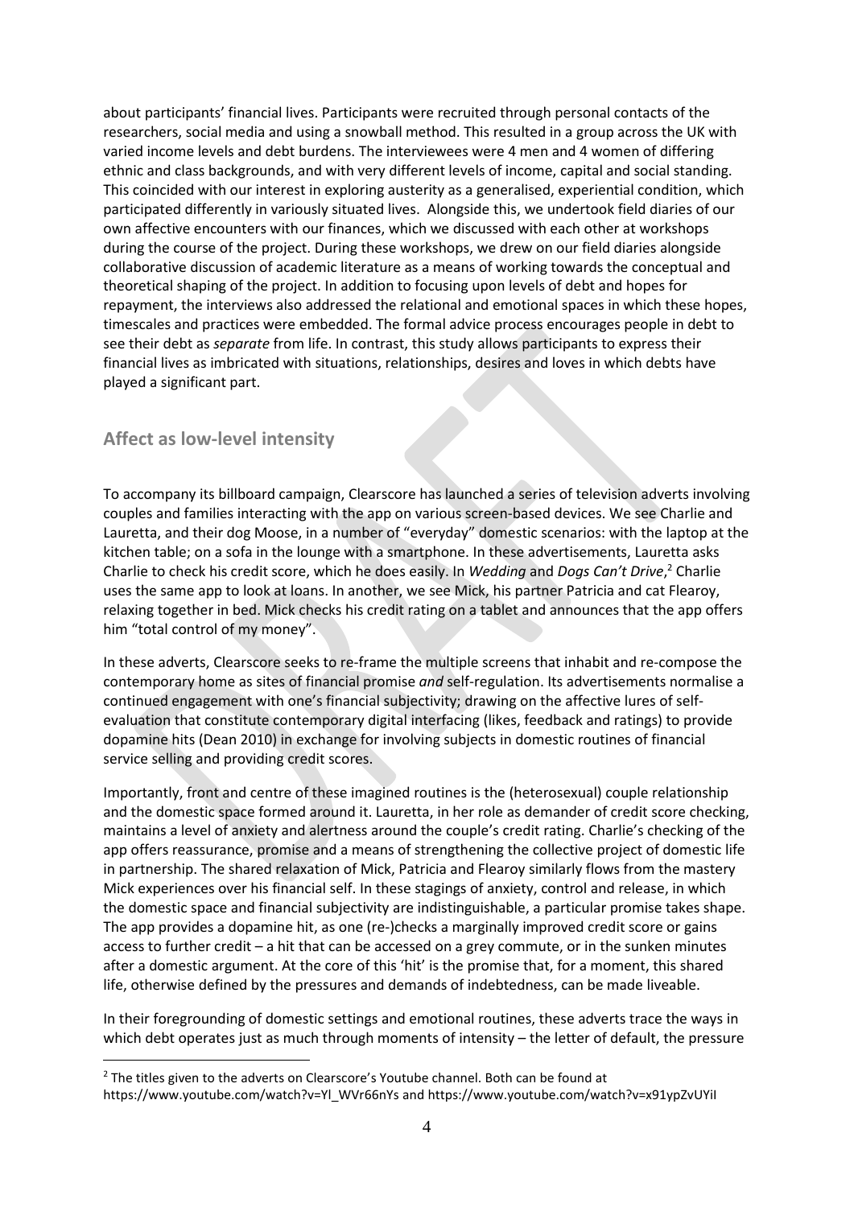about participants' financial lives. Participants were recruited through personal contacts of the researchers, social media and using a snowball method. This resulted in a group across the UK with varied income levels and debt burdens. The interviewees were 4 men and 4 women of differing ethnic and class backgrounds, and with very different levels of income, capital and social standing. This coincided with our interest in exploring austerity as a generalised, experiential condition, which participated differently in variously situated lives. Alongside this, we undertook field diaries of our own affective encounters with our finances, which we discussed with each other at workshops during the course of the project. During these workshops, we drew on our field diaries alongside collaborative discussion of academic literature as a means of working towards the conceptual and theoretical shaping of the project. In addition to focusing upon levels of debt and hopes for repayment, the interviews also addressed the relational and emotional spaces in which these hopes, timescales and practices were embedded. The formal advice process encourages people in debt to see their debt as *separate* from life. In contrast, this study allows participants to express their financial lives as imbricated with situations, relationships, desires and loves in which debts have played a significant part.

## Affect as low-level intensity

To accompany its billboard campaign, Clearscore has launched a series of television adverts involving couples and families interacting with the app on various screen-based devices. We see Charlie and Lauretta, and their dog Moose, in a number of "everyday" domestic scenarios: with the laptop at the kitchen table; on a sofa in the lounge with a smartphone. In these advertisements, Lauretta asks Charlie to check his credit score, which he does easily. In *Wedding* and *Dogs Can't Drive*,[2] Charlie uses the same app to look at loans. In another, we see Mick, his partner Patricia and cat Flearoy, relaxing together in bed. Mick checks his credit rating on a tablet and announces that the app offers him "total control of my money".

In these adverts, Clearscore seeks to re-frame the multiple screens that inhabit and re-compose the contemporary home as sites of financial promise *and* self-regulation. Its advertisements normalise a continued engagement with one's financial subjectivity; drawing on the affective lures of self-evaluation that constitute contemporary digital interfacing (likes, feedback and ratings) to provide dopamine hits (Dean 2010) in exchange for involving subjects in domestic routines of financial service selling and providing credit scores.

Importantly, front and centre of these imagined routines is the (heterosexual) couple relationship and the domestic space formed around it. Lauretta, in her role as demander of credit score checking, maintains a level of anxiety and alertness around the couple's credit rating. Charlie's checking of the app offers reassurance, promise and a means of strengthening the collective project of domestic life in partnership. The shared relaxation of Mick, Patricia and Flearoy similarly flows from the mastery Mick experiences over his financial self. In these stagings of anxiety, control and release, in which the domestic space and financial subjectivity are indistinguishable, a particular promise takes shape. The app provides a dopamine hit, as one (re-)checks a marginally improved credit score or gains access to further credit – a hit that can be accessed on a grey commute, or in the sunken minutes after a domestic argument. At the core of this 'hit' is the promise that, for a moment, this shared life, otherwise defined by the pressures and demands of indebtedness, can be made liveable.

In their foregrounding of domestic settings and emotional routines, these adverts trace the ways in which debt operates just as much through moments of intensity – the letter of default, the pressure

[2] The titles given to the adverts on Clearscore's Youtube channel. Both can be found at https://www.youtube.com/watch?v=Yl_WVr66nYs and https://www.youtube.com/watch?v=x91ypZvUYiI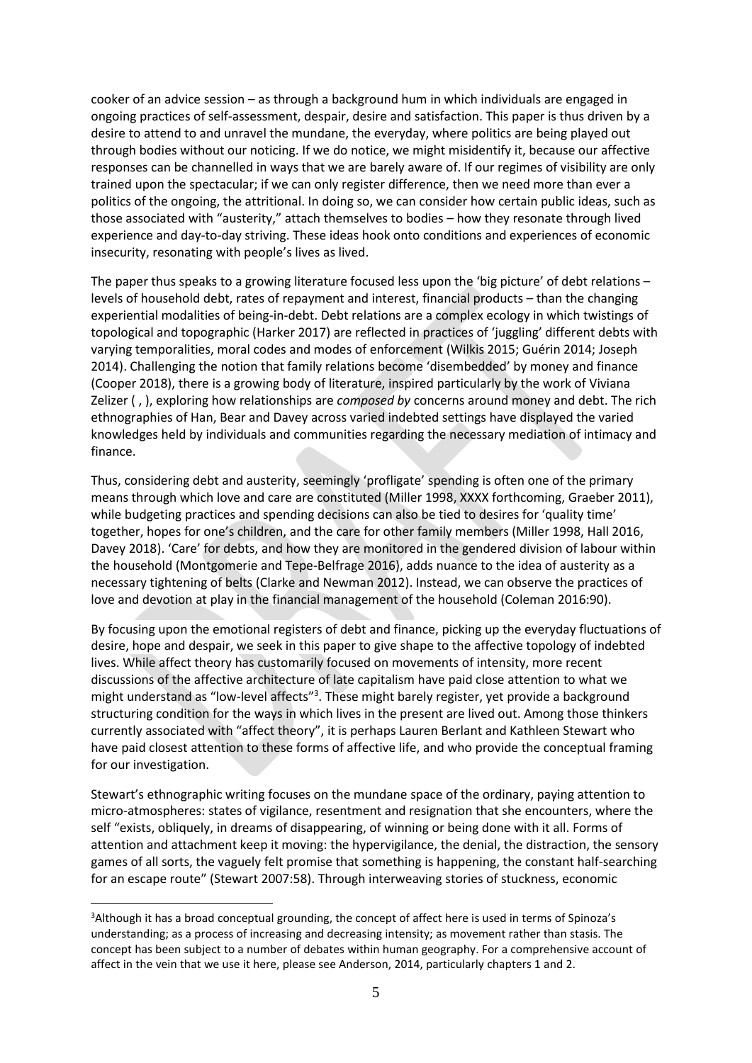cooker of an advice session – as through a background hum in which individuals are engaged in ongoing practices of self-assessment, despair, desire and satisfaction. This paper is thus driven by a desire to attend to and unravel the mundane, the everyday, where politics are being played out through bodies without our noticing. If we do notice, we might misidentify it, because our affective responses can be channelled in ways that we are barely aware of. If our regimes of visibility are only trained upon the spectacular; if we can only register difference, then we need more than ever a politics of the ongoing, the attritional. In doing so, we can consider how certain public ideas, such as those associated with "austerity," attach themselves to bodies – how they resonate through lived experience and day-to-day striving. These ideas hook onto conditions and experiences of economic insecurity, resonating with people's lives as lived.

The paper thus speaks to a growing literature focused less upon the 'big picture' of debt relations – levels of household debt, rates of repayment and interest, financial products – than the changing experiential modalities of being-in-debt. Debt relations are a complex ecology in which twistings of topological and topographic (Harker 2017) are reflected in practices of 'juggling' different debts with varying temporalities, moral codes and modes of enforcement (Wilkis 2015; Guérin 2014; Joseph 2014). Challenging the notion that family relations become 'disembedded' by money and finance (Cooper 2018), there is a growing body of literature, inspired particularly by the work of Viviana Zelizer ( , ), exploring how relationships are *composed by* concerns around money and debt. The rich ethnographies of Han, Bear and Davey across varied indebted settings have displayed the varied knowledges held by individuals and communities regarding the necessary mediation of intimacy and finance.

Thus, considering debt and austerity, seemingly 'profligate' spending is often one of the primary means through which love and care are constituted (Miller 1998, XXXX forthcoming, Graeber 2011), while budgeting practices and spending decisions can also be tied to desires for 'quality time' together, hopes for one's children, and the care for other family members (Miller 1998, Hall 2016, Davey 2018). 'Care' for debts, and how they are monitored in the gendered division of labour within the household (Montgomerie and Tepe-Belfrage 2016), adds nuance to the idea of austerity as a necessary tightening of belts (Clarke and Newman 2012). Instead, we can observe the practices of love and devotion at play in the financial management of the household (Coleman 2016:90).

By focusing upon the emotional registers of debt and finance, picking up the everyday fluctuations of desire, hope and despair, we seek in this paper to give shape to the affective topology of indebted lives. While affect theory has customarily focused on movements of intensity, more recent discussions of the affective architecture of late capitalism have paid close attention to what we might understand as "low-level affects"[3]. These might barely register, yet provide a background structuring condition for the ways in which lives in the present are lived out. Among those thinkers currently associated with "affect theory", it is perhaps Lauren Berlant and Kathleen Stewart who have paid closest attention to these forms of affective life, and who provide the conceptual framing for our investigation.

Stewart's ethnographic writing focuses on the mundane space of the ordinary, paying attention to micro-atmospheres: states of vigilance, resentment and resignation that she encounters, where the self "exists, obliquely, in dreams of disappearing, of winning or being done with it all. Forms of attention and attachment keep it moving: the hypervigilance, the denial, the distraction, the sensory games of all sorts, the vaguely felt promise that something is happening, the constant half-searching for an escape route" (Stewart 2007:58). Through interweaving stories of stuckness, economic

[3]Although it has a broad conceptual grounding, the concept of affect here is used in terms of Spinoza's understanding; as a process of increasing and decreasing intensity; as movement rather than stasis. The concept has been subject to a number of debates within human geography. For a comprehensive account of affect in the vein that we use it here, please see Anderson, 2014, particularly chapters 1 and 2.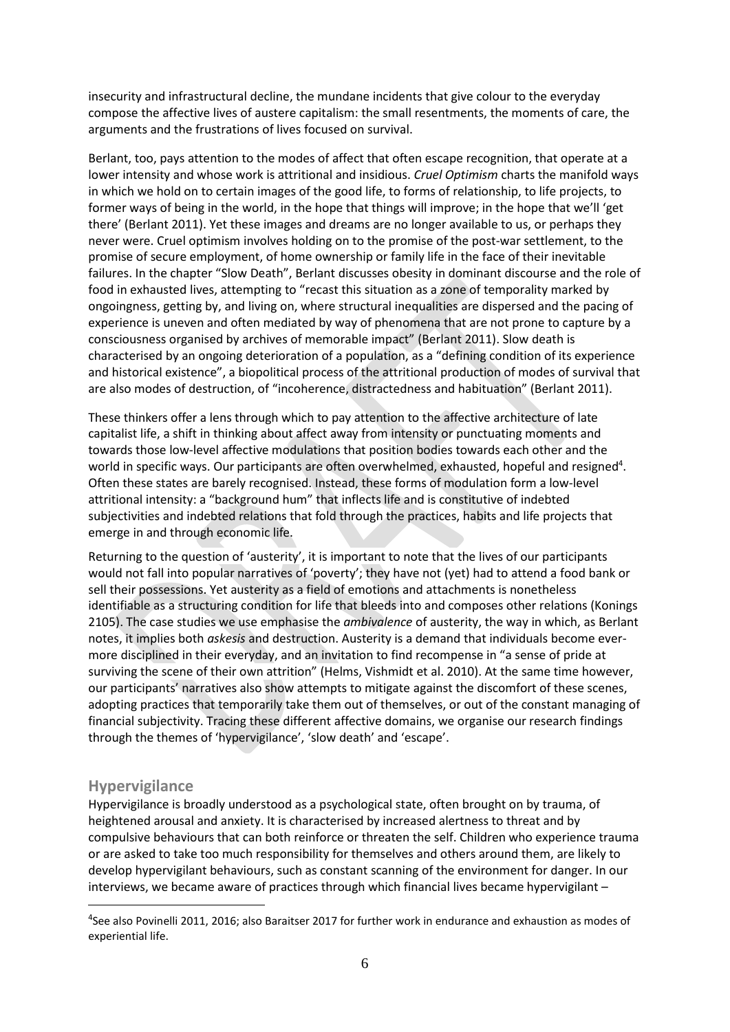insecurity and infrastructural decline, the mundane incidents that give colour to the everyday compose the affective lives of austere capitalism: the small resentments, the moments of care, the arguments and the frustrations of lives focused on survival.

Berlant, too, pays attention to the modes of affect that often escape recognition, that operate at a lower intensity and whose work is attritional and insidious. *Cruel Optimism* charts the manifold ways in which we hold on to certain images of the good life, to forms of relationship, to life projects, to former ways of being in the world, in the hope that things will improve; in the hope that we'll 'get there' (Berlant 2011). Yet these images and dreams are no longer available to us, or perhaps they never were. Cruel optimism involves holding on to the promise of the post-war settlement, to the promise of secure employment, of home ownership or family life in the face of their inevitable failures. In the chapter "Slow Death", Berlant discusses obesity in dominant discourse and the role of food in exhausted lives, attempting to "recast this situation as a zone of temporality marked by ongoingness, getting by, and living on, where structural inequalities are dispersed and the pacing of experience is uneven and often mediated by way of phenomena that are not prone to capture by a consciousness organised by archives of memorable impact" (Berlant 2011). Slow death is characterised by an ongoing deterioration of a population, as a "defining condition of its experience and historical existence", a biopolitical process of the attritional production of modes of survival that are also modes of destruction, of "incoherence, distractedness and habituation" (Berlant 2011).

These thinkers offer a lens through which to pay attention to the affective architecture of late capitalist life, a shift in thinking about affect away from intensity or punctuating moments and towards those low-level affective modulations that position bodies towards each other and the world in specific ways. Our participants are often overwhelmed, exhausted, hopeful and resigned[4]. Often these states are barely recognised. Instead, these forms of modulation form a low-level attritional intensity: a "background hum" that inflects life and is constitutive of indebted subjectivities and indebted relations that fold through the practices, habits and life projects that emerge in and through economic life.

Returning to the question of 'austerity', it is important to note that the lives of our participants would not fall into popular narratives of 'poverty'; they have not (yet) had to attend a food bank or sell their possessions. Yet austerity as a field of emotions and attachments is nonetheless identifiable as a structuring condition for life that bleeds into and composes other relations (Konings 2105). The case studies we use emphasise the *ambivalence* of austerity, the way in which, as Berlant notes, it implies both *askesis* and destruction. Austerity is a demand that individuals become ever-more disciplined in their everyday, and an invitation to find recompense in "a sense of pride at surviving the scene of their own attrition" (Helms, Vishmidt et al. 2010). At the same time however, our participants' narratives also show attempts to mitigate against the discomfort of these scenes, adopting practices that temporarily take them out of themselves, or out of the constant managing of financial subjectivity. Tracing these different affective domains, we organise our research findings through the themes of 'hypervigilance', 'slow death' and 'escape'.

## Hypervigilance

Hypervigilance is broadly understood as a psychological state, often brought on by trauma, of heightened arousal and anxiety. It is characterised by increased alertness to threat and by compulsive behaviours that can both reinforce or threaten the self. Children who experience trauma or are asked to take too much responsibility for themselves and others around them, are likely to develop hypervigilant behaviours, such as constant scanning of the environment for danger. In our interviews, we became aware of practices through which financial lives became hypervigilant –

[4] See also Povinelli 2011, 2016; also Baraitser 2017 for further work in endurance and exhaustion as modes of experiential life.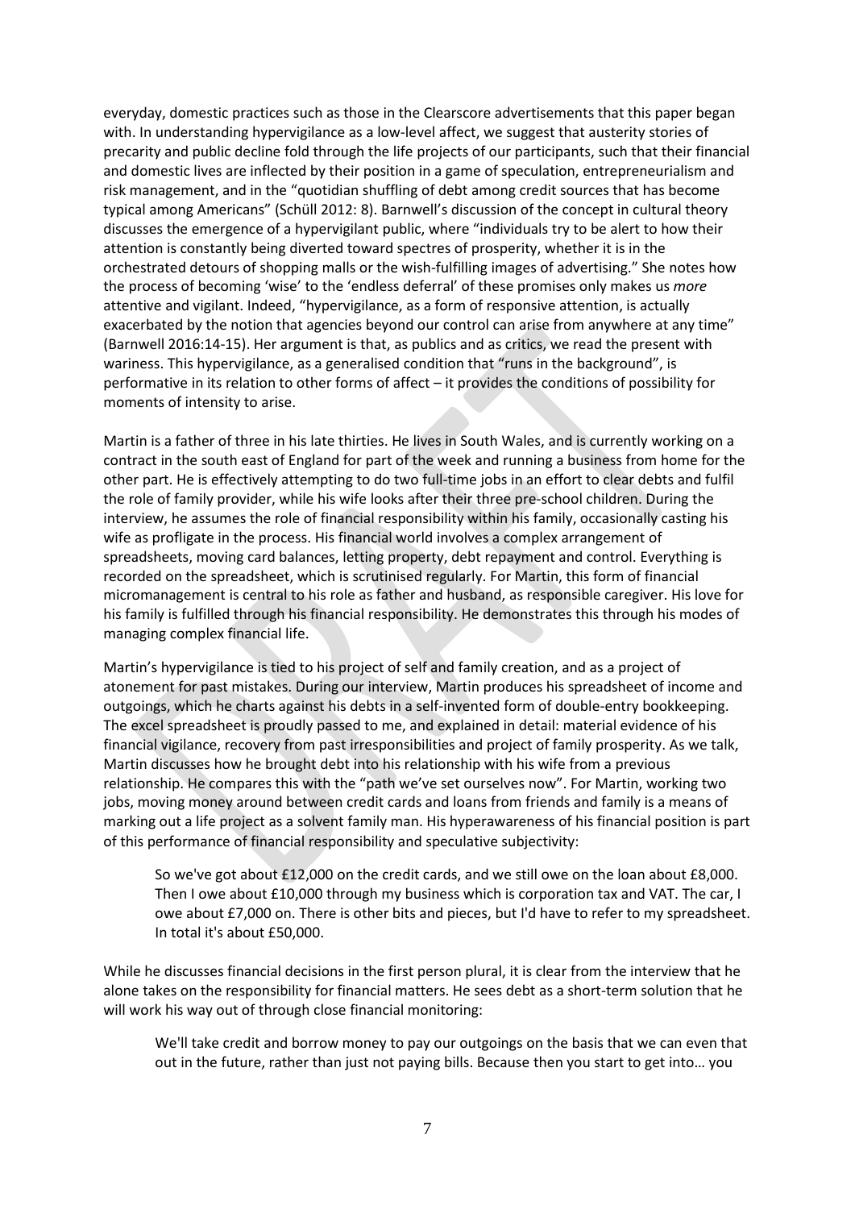everyday, domestic practices such as those in the Clearscore advertisements that this paper began with. In understanding hypervigilance as a low-level affect, we suggest that austerity stories of precarity and public decline fold through the life projects of our participants, such that their financial and domestic lives are inflected by their position in a game of speculation, entrepreneurialism and risk management, and in the "quotidian shuffling of debt among credit sources that has become typical among Americans" (Schüll 2012: 8). Barnwell's discussion of the concept in cultural theory discusses the emergence of a hypervigilant public, where "individuals try to be alert to how their attention is constantly being diverted toward spectres of prosperity, whether it is in the orchestrated detours of shopping malls or the wish-fulfilling images of advertising." She notes how the process of becoming 'wise' to the 'endless deferral' of these promises only makes us *more* attentive and vigilant. Indeed, "hypervigilance, as a form of responsive attention, is actually exacerbated by the notion that agencies beyond our control can arise from anywhere at any time" (Barnwell 2016:14-15). Her argument is that, as publics and as critics, we read the present with wariness. This hypervigilance, as a generalised condition that "runs in the background", is performative in its relation to other forms of affect – it provides the conditions of possibility for moments of intensity to arise.

Martin is a father of three in his late thirties. He lives in South Wales, and is currently working on a contract in the south east of England for part of the week and running a business from home for the other part. He is effectively attempting to do two full-time jobs in an effort to clear debts and fulfil the role of family provider, while his wife looks after their three pre-school children. During the interview, he assumes the role of financial responsibility within his family, occasionally casting his wife as profligate in the process. His financial world involves a complex arrangement of spreadsheets, moving card balances, letting property, debt repayment and control. Everything is recorded on the spreadsheet, which is scrutinised regularly. For Martin, this form of financial micromanagement is central to his role as father and husband, as responsible caregiver. His love for his family is fulfilled through his financial responsibility. He demonstrates this through his modes of managing complex financial life.

Martin's hypervigilance is tied to his project of self and family creation, and as a project of atonement for past mistakes. During our interview, Martin produces his spreadsheet of income and outgoings, which he charts against his debts in a self-invented form of double-entry bookkeeping. The excel spreadsheet is proudly passed to me, and explained in detail: material evidence of his financial vigilance, recovery from past irresponsibilities and project of family prosperity. As we talk, Martin discusses how he brought debt into his relationship with his wife from a previous relationship. He compares this with the "path we've set ourselves now". For Martin, working two jobs, moving money around between credit cards and loans from friends and family is a means of marking out a life project as a solvent family man. His hyperawareness of his financial position is part of this performance of financial responsibility and speculative subjectivity:

> So we've got about £12,000 on the credit cards, and we still owe on the loan about £8,000. Then I owe about £10,000 through my business which is corporation tax and VAT. The car, I owe about £7,000 on. There is other bits and pieces, but I'd have to refer to my spreadsheet. In total it's about £50,000.

While he discusses financial decisions in the first person plural, it is clear from the interview that he alone takes on the responsibility for financial matters. He sees debt as a short-term solution that he will work his way out of through close financial monitoring:

> We'll take credit and borrow money to pay our outgoings on the basis that we can even that out in the future, rather than just not paying bills. Because then you start to get into… you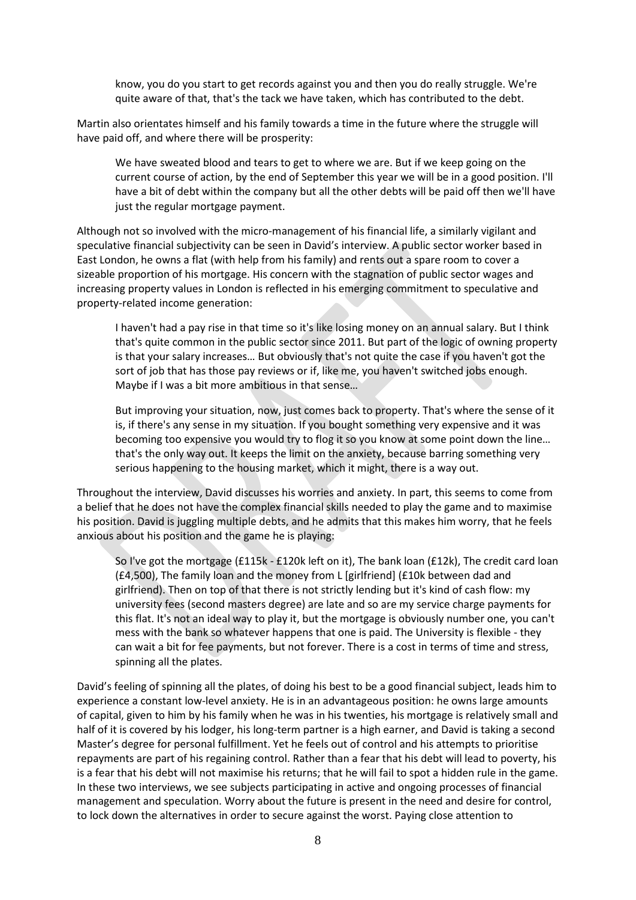> know, you do you start to get records against you and then you do really struggle. We're quite aware of that, that's the tack we have taken, which has contributed to the debt.

Martin also orientates himself and his family towards a time in the future where the struggle will have paid off, and where there will be prosperity:

> We have sweated blood and tears to get to where we are. But if we keep going on the current course of action, by the end of September this year we will be in a good position. I'll have a bit of debt within the company but all the other debts will be paid off then we'll have just the regular mortgage payment.

Although not so involved with the micro-management of his financial life, a similarly vigilant and speculative financial subjectivity can be seen in David's interview. A public sector worker based in East London, he owns a flat (with help from his family) and rents out a spare room to cover a sizeable proportion of his mortgage. His concern with the stagnation of public sector wages and increasing property values in London is reflected in his emerging commitment to speculative and property-related income generation:

> I haven't had a pay rise in that time so it's like losing money on an annual salary. But I think that's quite common in the public sector since 2011. But part of the logic of owning property is that your salary increases… But obviously that's not quite the case if you haven't got the sort of job that has those pay reviews or if, like me, you haven't switched jobs enough. Maybe if I was a bit more ambitious in that sense…
>
> But improving your situation, now, just comes back to property. That's where the sense of it is, if there's any sense in my situation. If you bought something very expensive and it was becoming too expensive you would try to flog it so you know at some point down the line… that's the only way out. It keeps the limit on the anxiety, because barring something very serious happening to the housing market, which it might, there is a way out.

Throughout the interview, David discusses his worries and anxiety. In part, this seems to come from a belief that he does not have the complex financial skills needed to play the game and to maximise his position. David is juggling multiple debts, and he admits that this makes him worry, that he feels anxious about his position and the game he is playing:

> So I've got the mortgage (£115k - £120k left on it), The bank loan (£12k), The credit card loan (£4,500), The family loan and the money from L [girlfriend] (£10k between dad and girlfriend). Then on top of that there is not strictly lending but it's kind of cash flow: my university fees (second masters degree) are late and so are my service charge payments for this flat. It's not an ideal way to play it, but the mortgage is obviously number one, you can't mess with the bank so whatever happens that one is paid. The University is flexible - they can wait a bit for fee payments, but not forever. There is a cost in terms of time and stress, spinning all the plates.

David's feeling of spinning all the plates, of doing his best to be a good financial subject, leads him to experience a constant low-level anxiety. He is in an advantageous position: he owns large amounts of capital, given to him by his family when he was in his twenties, his mortgage is relatively small and half of it is covered by his lodger, his long-term partner is a high earner, and David is taking a second Master's degree for personal fulfillment. Yet he feels out of control and his attempts to prioritise repayments are part of his regaining control. Rather than a fear that his debt will lead to poverty, his is a fear that his debt will not maximise his returns; that he will fail to spot a hidden rule in the game. In these two interviews, we see subjects participating in active and ongoing processes of financial management and speculation. Worry about the future is present in the need and desire for control, to lock down the alternatives in order to secure against the worst. Paying close attention to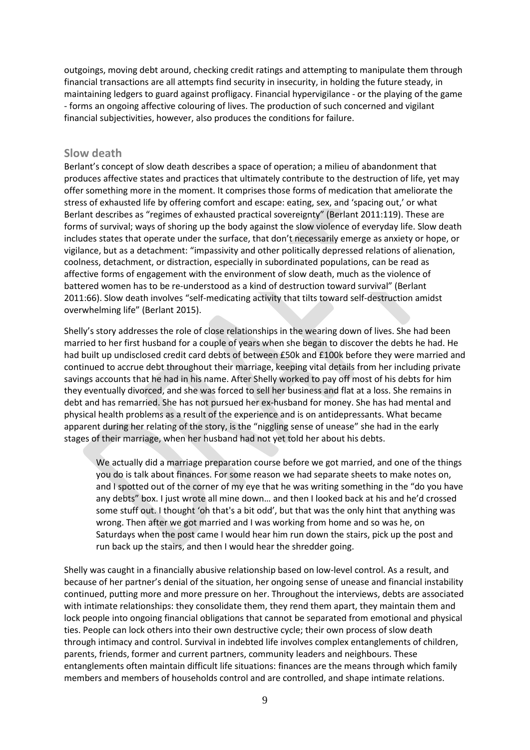outgoings, moving debt around, checking credit ratings and attempting to manipulate them through financial transactions are all attempts find security in insecurity, in holding the future steady, in maintaining ledgers to guard against profligacy. Financial hypervigilance - or the playing of the game - forms an ongoing affective colouring of lives. The production of such concerned and vigilant financial subjectivities, however, also produces the conditions for failure.

## Slow death

Berlant's concept of slow death describes a space of operation; a milieu of abandonment that produces affective states and practices that ultimately contribute to the destruction of life, yet may offer something more in the moment. It comprises those forms of medication that ameliorate the stress of exhausted life by offering comfort and escape: eating, sex, and 'spacing out,' or what Berlant describes as "regimes of exhausted practical sovereignty" (Berlant 2011:119). These are forms of survival; ways of shoring up the body against the slow violence of everyday life. Slow death includes states that operate under the surface, that don't necessarily emerge as anxiety or hope, or vigilance, but as a detachment: "impassivity and other politically depressed relations of alienation, coolness, detachment, or distraction, especially in subordinated populations, can be read as affective forms of engagement with the environment of slow death, much as the violence of battered women has to be re-understood as a kind of destruction toward survival" (Berlant 2011:66). Slow death involves "self-medicating activity that tilts toward self-destruction amidst overwhelming life" (Berlant 2015).

Shelly's story addresses the role of close relationships in the wearing down of lives. She had been married to her first husband for a couple of years when she began to discover the debts he had. He had built up undisclosed credit card debts of between £50k and £100k before they were married and continued to accrue debt throughout their marriage, keeping vital details from her including private savings accounts that he had in his name. After Shelly worked to pay off most of his debts for him they eventually divorced, and she was forced to sell her business and flat at a loss. She remains in debt and has remarried. She has not pursued her ex-husband for money. She has had mental and physical health problems as a result of the experience and is on antidepressants. What became apparent during her relating of the story, is the "niggling sense of unease" she had in the early stages of their marriage, when her husband had not yet told her about his debts.

> We actually did a marriage preparation course before we got married, and one of the things you do is talk about finances. For some reason we had separate sheets to make notes on, and I spotted out of the corner of my eye that he was writing something in the "do you have any debts" box. I just wrote all mine down… and then I looked back at his and he'd crossed some stuff out. I thought 'oh that's a bit odd', but that was the only hint that anything was wrong. Then after we got married and I was working from home and so was he, on Saturdays when the post came I would hear him run down the stairs, pick up the post and run back up the stairs, and then I would hear the shredder going.

Shelly was caught in a financially abusive relationship based on low-level control. As a result, and because of her partner's denial of the situation, her ongoing sense of unease and financial instability continued, putting more and more pressure on her. Throughout the interviews, debts are associated with intimate relationships: they consolidate them, they rend them apart, they maintain them and lock people into ongoing financial obligations that cannot be separated from emotional and physical ties. People can lock others into their own destructive cycle; their own process of slow death through intimacy and control. Survival in indebted life involves complex entanglements of children, parents, friends, former and current partners, community leaders and neighbours. These entanglements often maintain difficult life situations: finances are the means through which family members and members of households control and are controlled, and shape intimate relations.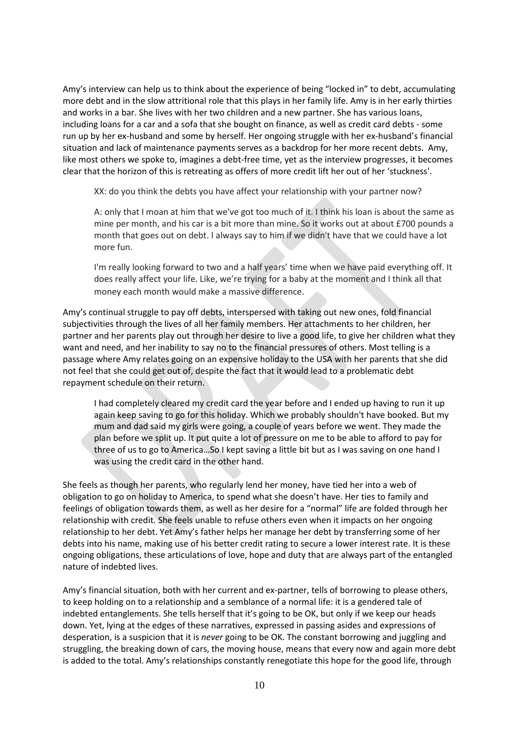Amy's interview can help us to think about the experience of being "locked in" to debt, accumulating more debt and in the slow attritional role that this plays in her family life. Amy is in her early thirties and works in a bar. She lives with her two children and a new partner. She has various loans, including loans for a car and a sofa that she bought on finance, as well as credit card debts - some run up by her ex-husband and some by herself. Her ongoing struggle with her ex-husband's financial situation and lack of maintenance payments serves as a backdrop for her more recent debts. Amy, like most others we spoke to, imagines a debt-free time, yet as the interview progresses, it becomes clear that the horizon of this is retreating as offers of more credit lift her out of her 'stuckness'.

> XX: do you think the debts you have affect your relationship with your partner now?
>
> A: only that I moan at him that we've got too much of it. I think his loan is about the same as mine per month, and his car is a bit more than mine. So it works out at about £700 pounds a month that goes out on debt. I always say to him if we didn't have that we could have a lot more fun.
>
> I'm really looking forward to two and a half years' time when we have paid everything off. It does really affect your life. Like, we're trying for a baby at the moment and I think all that money each month would make a massive difference.

Amy's continual struggle to pay off debts, interspersed with taking out new ones, fold financial subjectivities through the lives of all her family members. Her attachments to her children, her partner and her parents play out through her desire to live a good life, to give her children what they want and need, and her inability to say no to the financial pressures of others. Most telling is a passage where Amy relates going on an expensive holiday to the USA with her parents that she did not feel that she could get out of, despite the fact that it would lead to a problematic debt repayment schedule on their return.

> I had completely cleared my credit card the year before and I ended up having to run it up again keep saving to go for this holiday. Which we probably shouldn't have booked. But my mum and dad said my girls were going, a couple of years before we went. They made the plan before we split up. It put quite a lot of pressure on me to be able to afford to pay for three of us to go to America…So I kept saving a little bit but as I was saving on one hand I was using the credit card in the other hand.

She feels as though her parents, who regularly lend her money, have tied her into a web of obligation to go on holiday to America, to spend what she doesn't have. Her ties to family and feelings of obligation towards them, as well as her desire for a "normal" life are folded through her relationship with credit. She feels unable to refuse others even when it impacts on her ongoing relationship to her debt. Yet Amy's father helps her manage her debt by transferring some of her debts into his name, making use of his better credit rating to secure a lower interest rate. It is these ongoing obligations, these articulations of love, hope and duty that are always part of the entangled nature of indebted lives.

Amy's financial situation, both with her current and ex-partner, tells of borrowing to please others, to keep holding on to a relationship and a semblance of a normal life: it is a gendered tale of indebted entanglements. She tells herself that it's going to be OK, but only if we keep our heads down. Yet, lying at the edges of these narratives, expressed in passing asides and expressions of desperation, is a suspicion that it is *never* going to be OK. The constant borrowing and juggling and struggling, the breaking down of cars, the moving house, means that every now and again more debt is added to the total. Amy's relationships constantly renegotiate this hope for the good life, through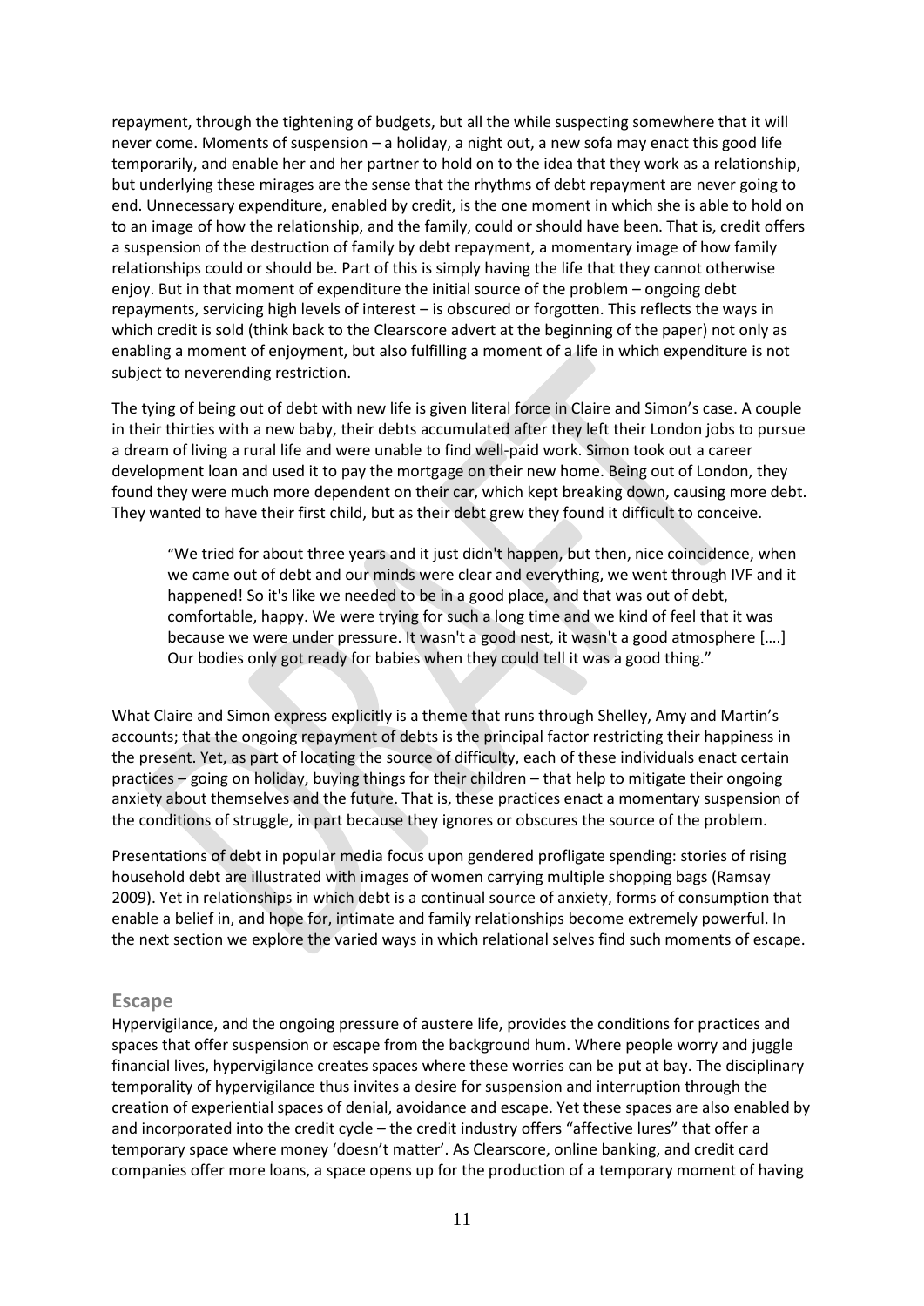repayment, through the tightening of budgets, but all the while suspecting somewhere that it will never come. Moments of suspension – a holiday, a night out, a new sofa may enact this good life temporarily, and enable her and her partner to hold on to the idea that they work as a relationship, but underlying these mirages are the sense that the rhythms of debt repayment are never going to end. Unnecessary expenditure, enabled by credit, is the one moment in which she is able to hold on to an image of how the relationship, and the family, could or should have been. That is, credit offers a suspension of the destruction of family by debt repayment, a momentary image of how family relationships could or should be. Part of this is simply having the life that they cannot otherwise enjoy. But in that moment of expenditure the initial source of the problem – ongoing debt repayments, servicing high levels of interest – is obscured or forgotten. This reflects the ways in which credit is sold (think back to the Clearscore advert at the beginning of the paper) not only as enabling a moment of enjoyment, but also fulfilling a moment of a life in which expenditure is not subject to neverending restriction.

The tying of being out of debt with new life is given literal force in Claire and Simon's case. A couple in their thirties with a new baby, their debts accumulated after they left their London jobs to pursue a dream of living a rural life and were unable to find well-paid work. Simon took out a career development loan and used it to pay the mortgage on their new home. Being out of London, they found they were much more dependent on their car, which kept breaking down, causing more debt. They wanted to have their first child, but as their debt grew they found it difficult to conceive.

> "We tried for about three years and it just didn't happen, but then, nice coincidence, when we came out of debt and our minds were clear and everything, we went through IVF and it happened! So it's like we needed to be in a good place, and that was out of debt, comfortable, happy. We were trying for such a long time and we kind of feel that it was because we were under pressure. It wasn't a good nest, it wasn't a good atmosphere [….] Our bodies only got ready for babies when they could tell it was a good thing."

What Claire and Simon express explicitly is a theme that runs through Shelley, Amy and Martin's accounts; that the ongoing repayment of debts is the principal factor restricting their happiness in the present. Yet, as part of locating the source of difficulty, each of these individuals enact certain practices – going on holiday, buying things for their children – that help to mitigate their ongoing anxiety about themselves and the future. That is, these practices enact a momentary suspension of the conditions of struggle, in part because they ignores or obscures the source of the problem.

Presentations of debt in popular media focus upon gendered profligate spending: stories of rising household debt are illustrated with images of women carrying multiple shopping bags (Ramsay 2009). Yet in relationships in which debt is a continual source of anxiety, forms of consumption that enable a belief in, and hope for, intimate and family relationships become extremely powerful. In the next section we explore the varied ways in which relational selves find such moments of escape.

## Escape

Hypervigilance, and the ongoing pressure of austere life, provides the conditions for practices and spaces that offer suspension or escape from the background hum. Where people worry and juggle financial lives, hypervigilance creates spaces where these worries can be put at bay. The disciplinary temporality of hypervigilance thus invites a desire for suspension and interruption through the creation of experiential spaces of denial, avoidance and escape. Yet these spaces are also enabled by and incorporated into the credit cycle – the credit industry offers "affective lures" that offer a temporary space where money 'doesn't matter'. As Clearscore, online banking, and credit card companies offer more loans, a space opens up for the production of a temporary moment of having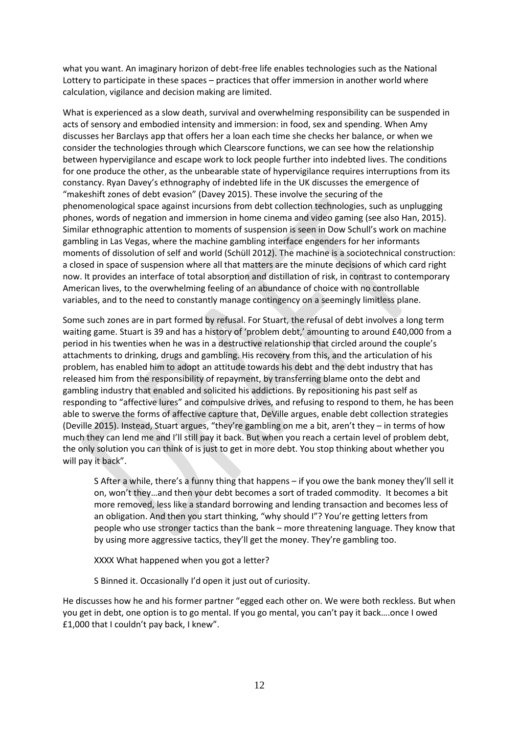what you want. An imaginary horizon of debt-free life enables technologies such as the National Lottery to participate in these spaces – practices that offer immersion in another world where calculation, vigilance and decision making are limited.

What is experienced as a slow death, survival and overwhelming responsibility can be suspended in acts of sensory and embodied intensity and immersion: in food, sex and spending. When Amy discusses her Barclays app that offers her a loan each time she checks her balance, or when we consider the technologies through which Clearscore functions, we can see how the relationship between hypervigilance and escape work to lock people further into indebted lives. The conditions for one produce the other, as the unbearable state of hypervigilance requires interruptions from its constancy. Ryan Davey's ethnography of indebted life in the UK discusses the emergence of "makeshift zones of debt evasion" (Davey 2015). These involve the securing of the phenomenological space against incursions from debt collection technologies, such as unplugging phones, words of negation and immersion in home cinema and video gaming (see also Han, 2015). Similar ethnographic attention to moments of suspension is seen in Dow Schull's work on machine gambling in Las Vegas, where the machine gambling interface engenders for her informants moments of dissolution of self and world (Schüll 2012). The machine is a sociotechnical construction: a closed in space of suspension where all that matters are the minute decisions of which card right now. It provides an interface of total absorption and distillation of risk, in contrast to contemporary American lives, to the overwhelming feeling of an abundance of choice with no controllable variables, and to the need to constantly manage contingency on a seemingly limitless plane.

Some such zones are in part formed by refusal. For Stuart, the refusal of debt involves a long term waiting game. Stuart is 39 and has a history of 'problem debt,' amounting to around £40,000 from a period in his twenties when he was in a destructive relationship that circled around the couple's attachments to drinking, drugs and gambling. His recovery from this, and the articulation of his problem, has enabled him to adopt an attitude towards his debt and the debt industry that has released him from the responsibility of repayment, by transferring blame onto the debt and gambling industry that enabled and solicited his addictions. By repositioning his past self as responding to "affective lures" and compulsive drives, and refusing to respond to them, he has been able to swerve the forms of affective capture that, DeVille argues, enable debt collection strategies (Deville 2015). Instead, Stuart argues, "they're gambling on me a bit, aren't they – in terms of how much they can lend me and I'll still pay it back. But when you reach a certain level of problem debt, the only solution you can think of is just to get in more debt. You stop thinking about whether you will pay it back".

> S After a while, there's a funny thing that happens – if you owe the bank money they'll sell it on, won't they…and then your debt becomes a sort of traded commodity. It becomes a bit more removed, less like a standard borrowing and lending transaction and becomes less of an obligation. And then you start thinking, "why should I"? You're getting letters from people who use stronger tactics than the bank – more threatening language. They know that by using more aggressive tactics, they'll get the money. They're gambling too.
>
> XXXX What happened when you got a letter?
>
> S Binned it. Occasionally I'd open it just out of curiosity.

He discusses how he and his former partner "egged each other on. We were both reckless. But when you get in debt, one option is to go mental. If you go mental, you can't pay it back….once I owed £1,000 that I couldn't pay back, I knew".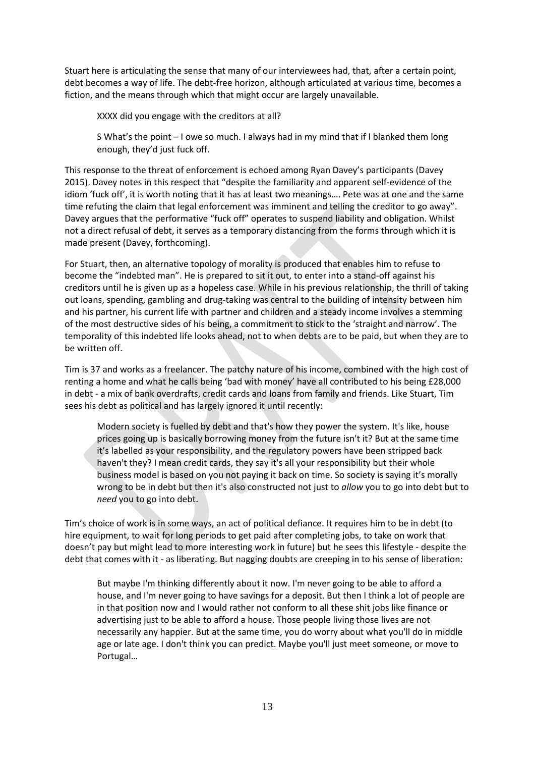Stuart here is articulating the sense that many of our interviewees had, that, after a certain point, debt becomes a way of life. The debt-free horizon, although articulated at various time, becomes a fiction, and the means through which that might occur are largely unavailable.

> XXXX did you engage with the creditors at all?
>
> S What's the point – I owe so much. I always had in my mind that if I blanked them long enough, they'd just fuck off.

This response to the threat of enforcement is echoed among Ryan Davey's participants (Davey 2015). Davey notes in this respect that "despite the familiarity and apparent self-evidence of the idiom 'fuck off', it is worth noting that it has at least two meanings…. Pete was at one and the same time refuting the claim that legal enforcement was imminent and telling the creditor to go away". Davey argues that the performative "fuck off" operates to suspend liability and obligation. Whilst not a direct refusal of debt, it serves as a temporary distancing from the forms through which it is made present (Davey, forthcoming).

For Stuart, then, an alternative topology of morality is produced that enables him to refuse to become the "indebted man". He is prepared to sit it out, to enter into a stand-off against his creditors until he is given up as a hopeless case. While in his previous relationship, the thrill of taking out loans, spending, gambling and drug-taking was central to the building of intensity between him and his partner, his current life with partner and children and a steady income involves a stemming of the most destructive sides of his being, a commitment to stick to the 'straight and narrow'. The temporality of this indebted life looks ahead, not to when debts are to be paid, but when they are to be written off.

Tim is 37 and works as a freelancer. The patchy nature of his income, combined with the high cost of renting a home and what he calls being 'bad with money' have all contributed to his being £28,000 in debt - a mix of bank overdrafts, credit cards and loans from family and friends. Like Stuart, Tim sees his debt as political and has largely ignored it until recently:

> Modern society is fuelled by debt and that's how they power the system. It's like, house prices going up is basically borrowing money from the future isn't it? But at the same time it's labelled as your responsibility, and the regulatory powers have been stripped back haven't they? I mean credit cards, they say it's all your responsibility but their whole business model is based on you not paying it back on time. So society is saying it's morally wrong to be in debt but then it's also constructed not just to *allow* you to go into debt but to *need* you to go into debt.

Tim's choice of work is in some ways, an act of political defiance. It requires him to be in debt (to hire equipment, to wait for long periods to get paid after completing jobs, to take on work that doesn't pay but might lead to more interesting work in future) but he sees this lifestyle - despite the debt that comes with it - as liberating. But nagging doubts are creeping in to his sense of liberation:

> But maybe I'm thinking differently about it now. I'm never going to be able to afford a house, and I'm never going to have savings for a deposit. But then I think a lot of people are in that position now and I would rather not conform to all these shit jobs like finance or advertising just to be able to afford a house. Those people living those lives are not necessarily any happier. But at the same time, you do worry about what you'll do in middle age or late age. I don't think you can predict. Maybe you'll just meet someone, or move to Portugal…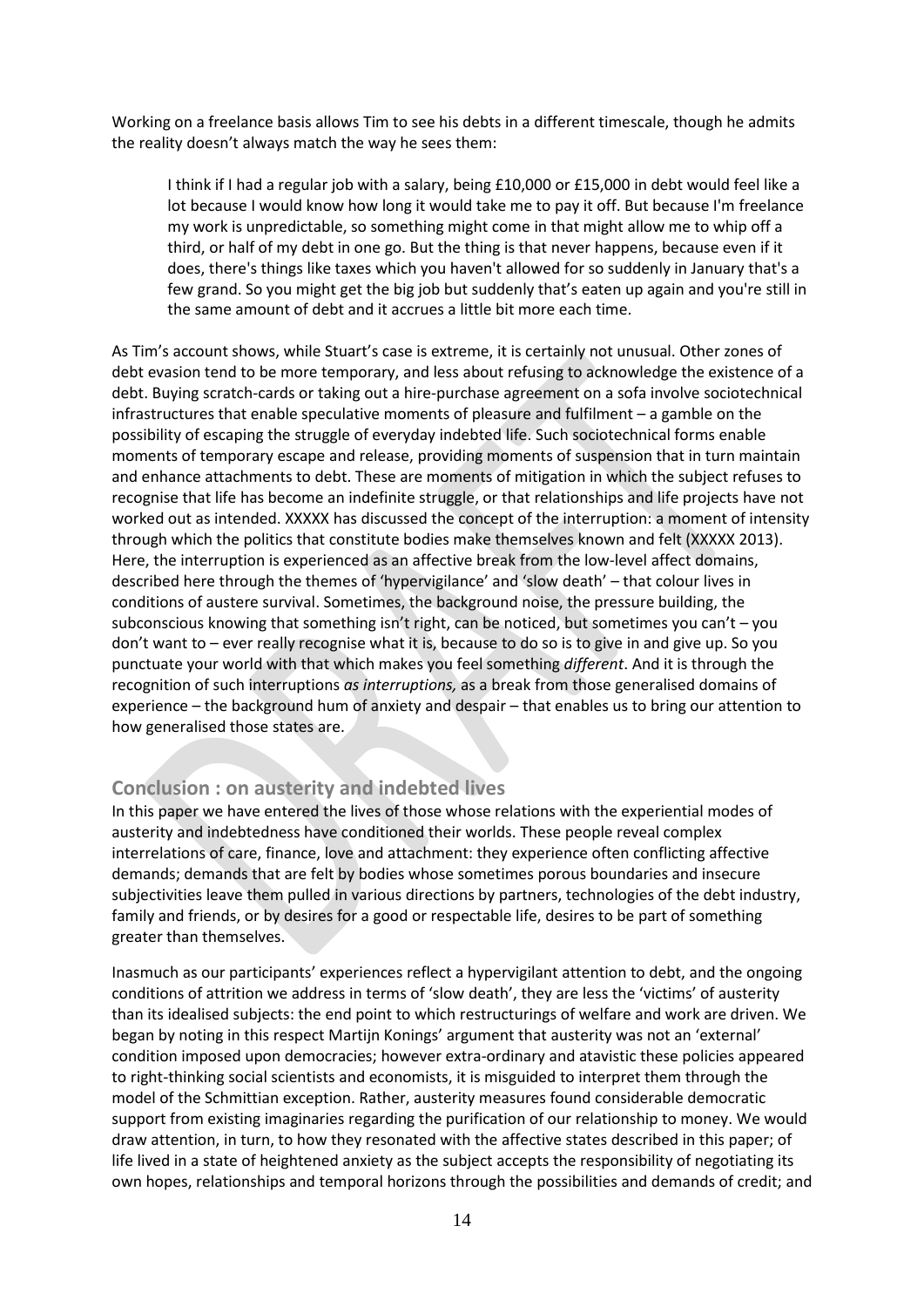Working on a freelance basis allows Tim to see his debts in a different timescale, though he admits the reality doesn't always match the way he sees them:

> I think if I had a regular job with a salary, being £10,000 or £15,000 in debt would feel like a lot because I would know how long it would take me to pay it off. But because I'm freelance my work is unpredictable, so something might come in that might allow me to whip off a third, or half of my debt in one go. But the thing is that never happens, because even if it does, there's things like taxes which you haven't allowed for so suddenly in January that's a few grand. So you might get the big job but suddenly that's eaten up again and you're still in the same amount of debt and it accrues a little bit more each time.

As Tim's account shows, while Stuart's case is extreme, it is certainly not unusual. Other zones of debt evasion tend to be more temporary, and less about refusing to acknowledge the existence of a debt. Buying scratch-cards or taking out a hire-purchase agreement on a sofa involve sociotechnical infrastructures that enable speculative moments of pleasure and fulfilment – a gamble on the possibility of escaping the struggle of everyday indebted life. Such sociotechnical forms enable moments of temporary escape and release, providing moments of suspension that in turn maintain and enhance attachments to debt. These are moments of mitigation in which the subject refuses to recognise that life has become an indefinite struggle, or that relationships and life projects have not worked out as intended. XXXXX has discussed the concept of the interruption: a moment of intensity through which the politics that constitute bodies make themselves known and felt (XXXXX 2013). Here, the interruption is experienced as an affective break from the low-level affect domains, described here through the themes of 'hypervigilance' and 'slow death' – that colour lives in conditions of austere survival. Sometimes, the background noise, the pressure building, the subconscious knowing that something isn't right, can be noticed, but sometimes you can't – you don't want to – ever really recognise what it is, because to do so is to give in and give up. So you punctuate your world with that which makes you feel something *different*. And it is through the recognition of such interruptions *as interruptions,* as a break from those generalised domains of experience – the background hum of anxiety and despair – that enables us to bring our attention to how generalised those states are.

## Conclusion : on austerity and indebted lives

In this paper we have entered the lives of those whose relations with the experiential modes of austerity and indebtedness have conditioned their worlds. These people reveal complex interrelations of care, finance, love and attachment: they experience often conflicting affective demands; demands that are felt by bodies whose sometimes porous boundaries and insecure subjectivities leave them pulled in various directions by partners, technologies of the debt industry, family and friends, or by desires for a good or respectable life, desires to be part of something greater than themselves.

Inasmuch as our participants' experiences reflect a hypervigilant attention to debt, and the ongoing conditions of attrition we address in terms of 'slow death', they are less the 'victims' of austerity than its idealised subjects: the end point to which restructurings of welfare and work are driven. We began by noting in this respect Martijn Konings' argument that austerity was not an 'external' condition imposed upon democracies; however extra-ordinary and atavistic these policies appeared to right-thinking social scientists and economists, it is misguided to interpret them through the model of the Schmittian exception. Rather, austerity measures found considerable democratic support from existing imaginaries regarding the purification of our relationship to money. We would draw attention, in turn, to how they resonated with the affective states described in this paper; of life lived in a state of heightened anxiety as the subject accepts the responsibility of negotiating its own hopes, relationships and temporal horizons through the possibilities and demands of credit; and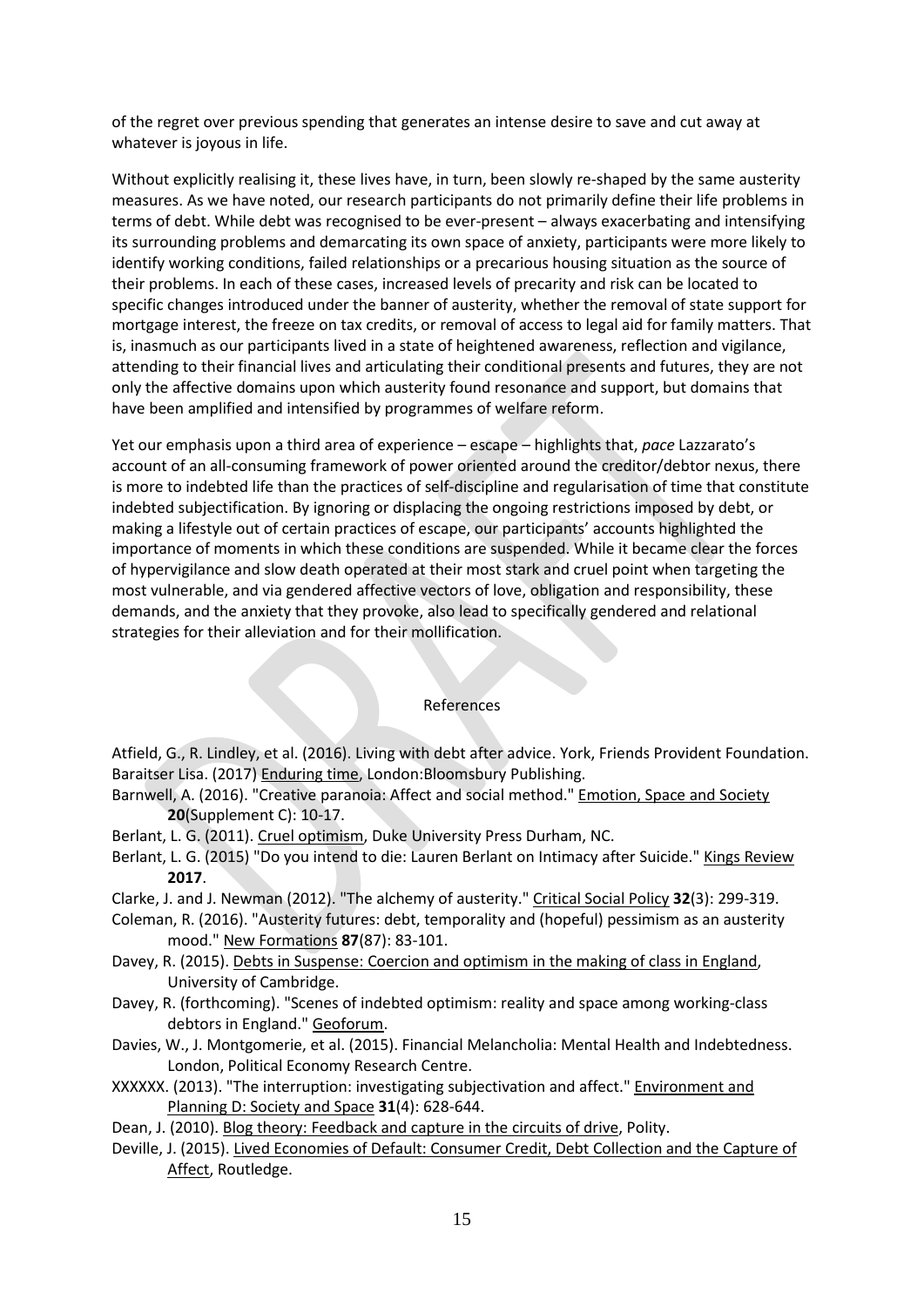of the regret over previous spending that generates an intense desire to save and cut away at whatever is joyous in life.

Without explicitly realising it, these lives have, in turn, been slowly re-shaped by the same austerity measures. As we have noted, our research participants do not primarily define their life problems in terms of debt. While debt was recognised to be ever-present – always exacerbating and intensifying its surrounding problems and demarcating its own space of anxiety, participants were more likely to identify working conditions, failed relationships or a precarious housing situation as the source of their problems. In each of these cases, increased levels of precarity and risk can be located to specific changes introduced under the banner of austerity, whether the removal of state support for mortgage interest, the freeze on tax credits, or removal of access to legal aid for family matters. That is, inasmuch as our participants lived in a state of heightened awareness, reflection and vigilance, attending to their financial lives and articulating their conditional presents and futures, they are not only the affective domains upon which austerity found resonance and support, but domains that have been amplified and intensified by programmes of welfare reform.

Yet our emphasis upon a third area of experience – escape – highlights that, *pace* Lazzarato's account of an all-consuming framework of power oriented around the creditor/debtor nexus, there is more to indebted life than the practices of self-discipline and regularisation of time that constitute indebted subjectification. By ignoring or displacing the ongoing restrictions imposed by debt, or making a lifestyle out of certain practices of escape, our participants' accounts highlighted the importance of moments in which these conditions are suspended. While it became clear the forces of hypervigilance and slow death operated at their most stark and cruel point when targeting the most vulnerable, and via gendered affective vectors of love, obligation and responsibility, these demands, and the anxiety that they provoke, also lead to specifically gendered and relational strategies for their alleviation and for their mollification.

## References

Atfield, G., R. Lindley, et al. (2016). Living with debt after advice. York, Friends Provident Foundation.

Baraitser Lisa. (2017) Enduring time, London:Bloomsbury Publishing.

Barnwell, A. (2016). "Creative paranoia: Affect and social method." Emotion, Space and Society **20**(Supplement C): 10-17.

Berlant, L. G. (2011). Cruel optimism, Duke University Press Durham, NC.

Berlant, L. G. (2015) "Do you intend to die: Lauren Berlant on Intimacy after Suicide." Kings Review **2017**.

Clarke, J. and J. Newman (2012). "The alchemy of austerity." Critical Social Policy **32**(3): 299-319.

Coleman, R. (2016). "Austerity futures: debt, temporality and (hopeful) pessimism as an austerity mood." New Formations **87**(87): 83-101.

Davey, R. (2015). Debts in Suspense: Coercion and optimism in the making of class in England, University of Cambridge.

Davey, R. (forthcoming). "Scenes of indebted optimism: reality and space among working-class debtors in England." Geoforum.

Davies, W., J. Montgomerie, et al. (2015). Financial Melancholia: Mental Health and Indebtedness. London, Political Economy Research Centre.

XXXXXX. (2013). "The interruption: investigating subjectivation and affect." Environment and Planning D: Society and Space **31**(4): 628-644.

Dean, J. (2010). Blog theory: Feedback and capture in the circuits of drive, Polity.

Deville, J. (2015). Lived Economies of Default: Consumer Credit, Debt Collection and the Capture of Affect, Routledge.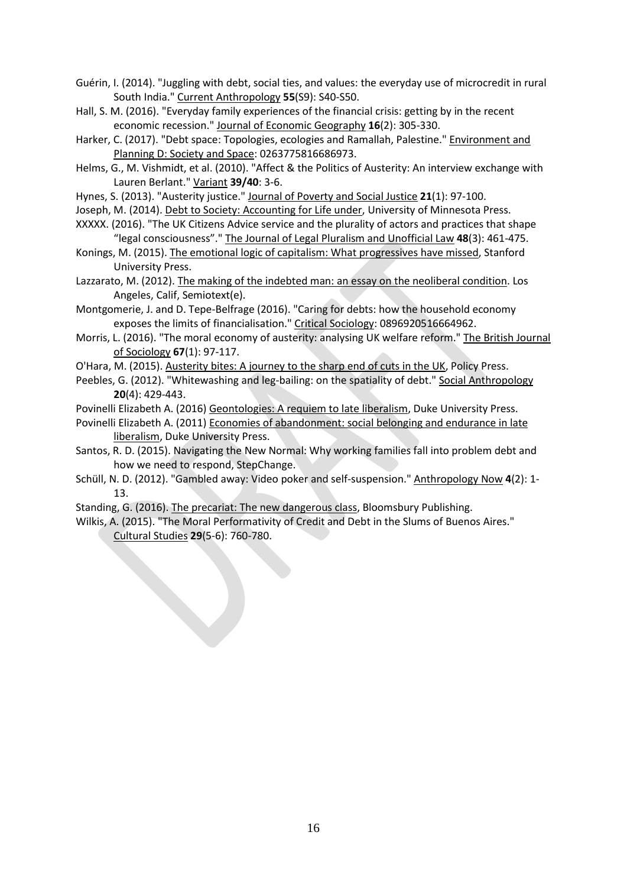Guérin, I. (2014). "Juggling with debt, social ties, and values: the everyday use of microcredit in rural South India." Current Anthropology **55**(S9): S40-S50.

Hall, S. M. (2016). "Everyday family experiences of the financial crisis: getting by in the recent economic recession." Journal of Economic Geography **16**(2): 305-330.

Harker, C. (2017). "Debt space: Topologies, ecologies and Ramallah, Palestine." Environment and Planning D: Society and Space: 0263775816686973.

Helms, G., M. Vishmidt, et al. (2010). "Affect & the Politics of Austerity: An interview exchange with Lauren Berlant." Variant **39/40**: 3-6.

Hynes, S. (2013). "Austerity justice." Journal of Poverty and Social Justice **21**(1): 97-100.

Joseph, M. (2014). Debt to Society: Accounting for Life under, University of Minnesota Press.

XXXXX. (2016). "The UK Citizens Advice service and the plurality of actors and practices that shape "legal consciousness"." The Journal of Legal Pluralism and Unofficial Law **48**(3): 461-475.

Konings, M. (2015). The emotional logic of capitalism: What progressives have missed, Stanford University Press.

Lazzarato, M. (2012). The making of the indebted man: an essay on the neoliberal condition. Los Angeles, Calif, Semiotext(e).

Montgomerie, J. and D. Tepe-Belfrage (2016). "Caring for debts: how the household economy exposes the limits of financialisation." Critical Sociology: 0896920516664962.

Morris, L. (2016). "The moral economy of austerity: analysing UK welfare reform." The British Journal of Sociology **67**(1): 97-117.

O'Hara, M. (2015). Austerity bites: A journey to the sharp end of cuts in the UK, Policy Press.

Peebles, G. (2012). "Whitewashing and leg-bailing: on the spatiality of debt." Social Anthropology **20**(4): 429-443.

Povinelli Elizabeth A. (2016) Geontologies: A requiem to late liberalism, Duke University Press.

Povinelli Elizabeth A. (2011) Economies of abandonment: social belonging and endurance in late liberalism, Duke University Press.

Santos, R. D. (2015). Navigating the New Normal: Why working families fall into problem debt and how we need to respond, StepChange.

Schüll, N. D. (2012). "Gambled away: Video poker and self-suspension." Anthropology Now **4**(2): 1-13.

Standing, G. (2016). The precariat: The new dangerous class, Bloomsbury Publishing.

Wilkis, A. (2015). "The Moral Performativity of Credit and Debt in the Slums of Buenos Aires." Cultural Studies **29**(5-6): 760-780.